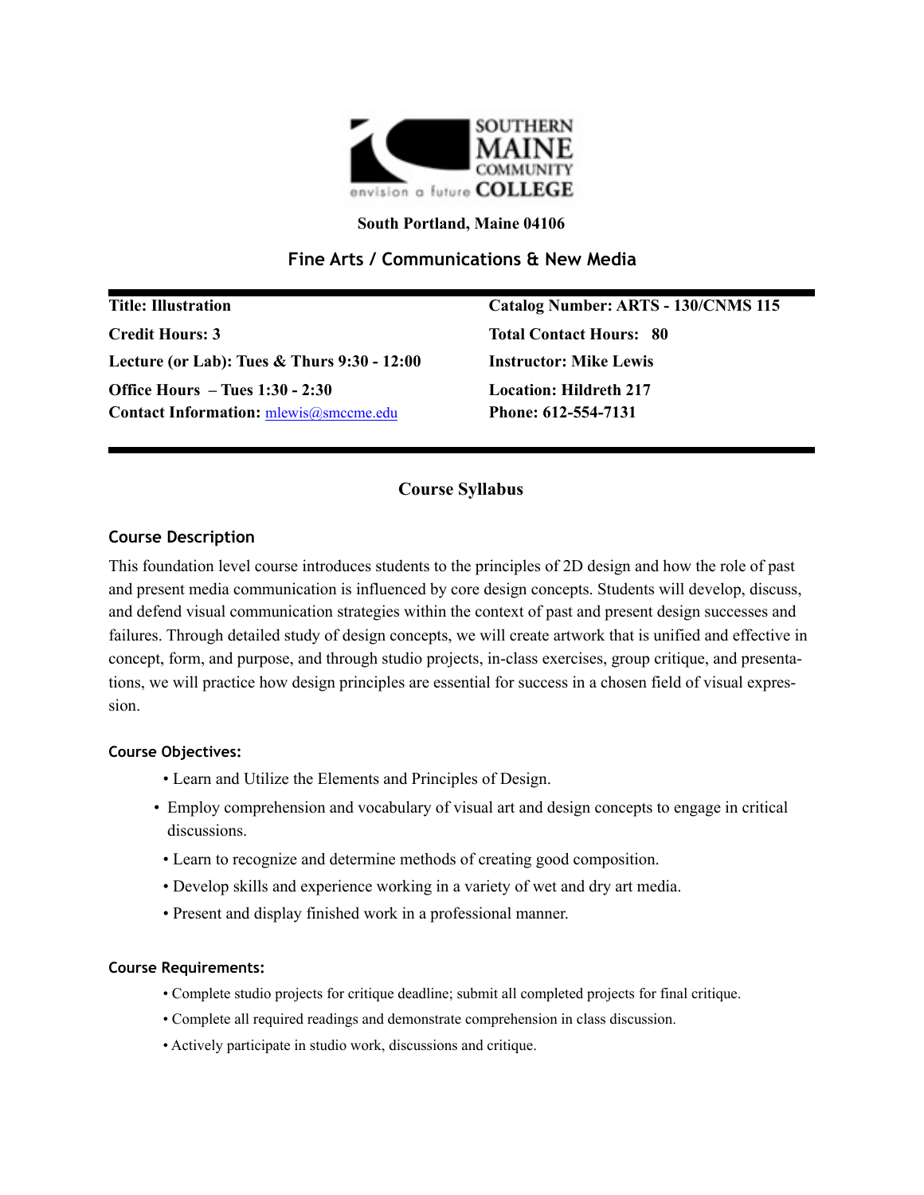**South Portland, Maine 04106**

## Fine Arts / Communications & New Media

| | |
|---|---|
| **Title: Illustration** | **Catalog Number: ARTS - 130/CNMS 115** |
| **Credit Hours: 3** | **Total Contact Hours: 80** |
| **Lecture (or Lab): Tues & Thurs 9:30 - 12:00** | **Instructor: Mike Lewis** |
| **Office Hours – Tues 1:30 - 2:30** | **Location: Hildreth 217** |
| **Contact Information:** mlewis@smccme.edu | **Phone: 612-554-7131** |

# Course Syllabus

### Course Description

This foundation level course introduces students to the principles of 2D design and how the role of past and present media communication is influenced by core design concepts. Students will develop, discuss, and defend visual communication strategies within the context of past and present design successes and failures. Through detailed study of design concepts, we will create artwork that is unified and effective in concept, form, and purpose, and through studio projects, in-class exercises, group critique, and presentations, we will practice how design principles are essential for success in a chosen field of visual expression.

#### Course Objectives:

- Learn and Utilize the Elements and Principles of Design.
- Employ comprehension and vocabulary of visual art and design concepts to engage in critical discussions.
- Learn to recognize and determine methods of creating good composition.
- Develop skills and experience working in a variety of wet and dry art media.
- Present and display finished work in a professional manner.

#### Course Requirements:

- Complete studio projects for critique deadline; submit all completed projects for final critique.
- Complete all required readings and demonstrate comprehension in class discussion.
- Actively participate in studio work, discussions and critique.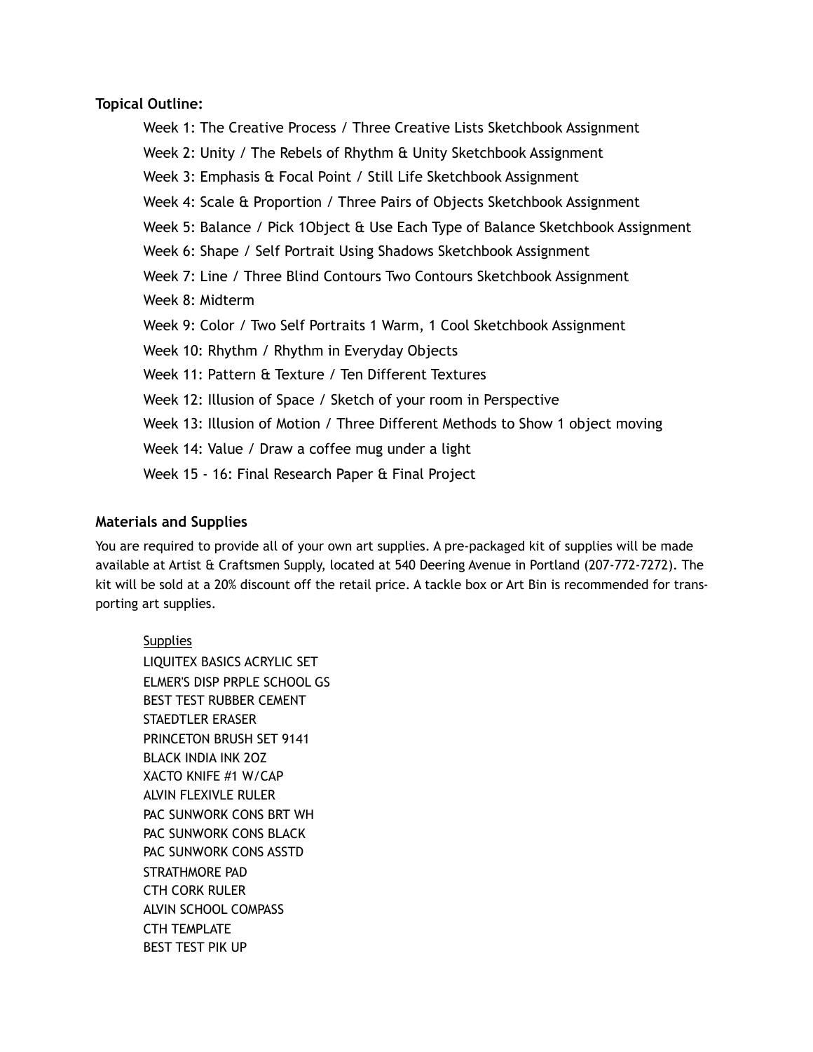**Topical Outline:**

Week 1: The Creative Process / Three Creative Lists Sketchbook Assignment

Week 2: Unity / The Rebels of Rhythm & Unity Sketchbook Assignment

Week 3: Emphasis & Focal Point / Still Life Sketchbook Assignment

Week 4: Scale & Proportion / Three Pairs of Objects Sketchbook Assignment

Week 5: Balance / Pick 1Object & Use Each Type of Balance Sketchbook Assignment

Week 6: Shape / Self Portrait Using Shadows Sketchbook Assignment

Week 7: Line / Three Blind Contours Two Contours Sketchbook Assignment

Week 8: Midterm

Week 9: Color / Two Self Portraits 1 Warm, 1 Cool Sketchbook Assignment

Week 10: Rhythm / Rhythm in Everyday Objects

Week 11: Pattern & Texture / Ten Different Textures

Week 12: Illusion of Space / Sketch of your room in Perspective

Week 13: Illusion of Motion / Three Different Methods to Show 1 object moving

Week 14: Value / Draw a coffee mug under a light

Week 15 - 16: Final Research Paper & Final Project

**Materials and Supplies**

You are required to provide all of your own art supplies. A pre-packaged kit of supplies will be made available at Artist & Craftsmen Supply, located at 540 Deering Avenue in Portland (207-772-7272). The kit will be sold at a 20% discount off the retail price. A tackle box or Art Bin is recommended for transporting art supplies.

<u>Supplies</u>

LIQUITEX BASICS ACRYLIC SET
ELMER'S DISP PRPLE SCHOOL GS
BEST TEST RUBBER CEMENT
STAEDTLER ERASER
PRINCETON BRUSH SET 9141
BLACK INDIA INK 2OZ
XACTO KNIFE #1 W/CAP
ALVIN FLEXIVLE RULER
PAC SUNWORK CONS BRT WH
PAC SUNWORK CONS BLACK
PAC SUNWORK CONS ASSTD
STRATHMORE PAD
CTH CORK RULER
ALVIN SCHOOL COMPASS
CTH TEMPLATE
BEST TEST PIK UP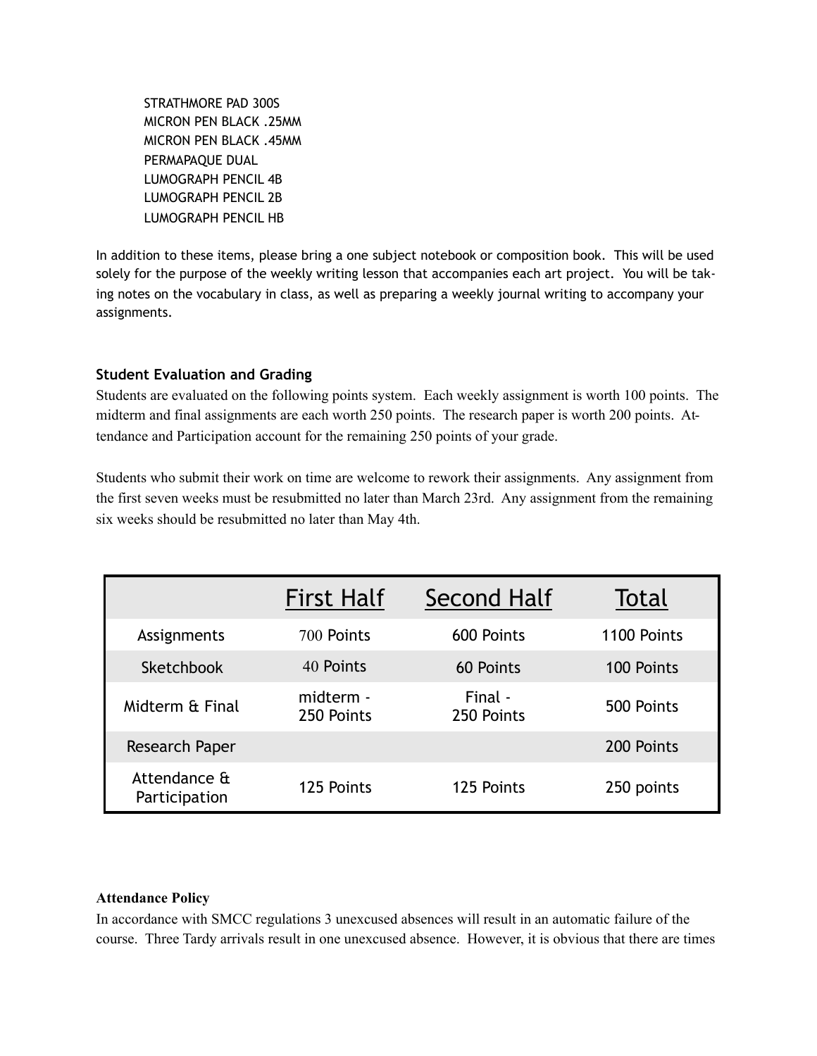STRATHMORE PAD 300S
MICRON PEN BLACK .25MM
MICRON PEN BLACK .45MM
PERMAPAQUE DUAL
LUMOGRAPH PENCIL 4B
LUMOGRAPH PENCIL 2B
LUMOGRAPH PENCIL HB

In addition to these items, please bring a one subject notebook or composition book. This will be used solely for the purpose of the weekly writing lesson that accompanies each art project. You will be taking notes on the vocabulary in class, as well as preparing a weekly journal writing to accompany your assignments.

### Student Evaluation and Grading

Students are evaluated on the following points system. Each weekly assignment is worth 100 points. The midterm and final assignments are each worth 250 points. The research paper is worth 200 points. Attendance and Participation account for the remaining 250 points of your grade.

Students who submit their work on time are welcome to rework their assignments. Any assignment from the first seven weeks must be resubmitted no later than March 23rd. Any assignment from the remaining six weeks should be resubmitted no later than May 4th.

| | First Half | Second Half | Total |
|---|---|---|---|
| Assignments | 700 Points | 600 Points | 1100 Points |
| Sketchbook | 40 Points | 60 Points | 100 Points |
| Midterm & Final | midterm - 250 Points | Final - 250 Points | 500 Points |
| Research Paper | | | 200 Points |
| Attendance & Participation | 125 Points | 125 Points | 250 points |

**Attendance Policy**

In accordance with SMCC regulations 3 unexcused absences will result in an automatic failure of the course. Three Tardy arrivals result in one unexcused absence. However, it is obvious that there are times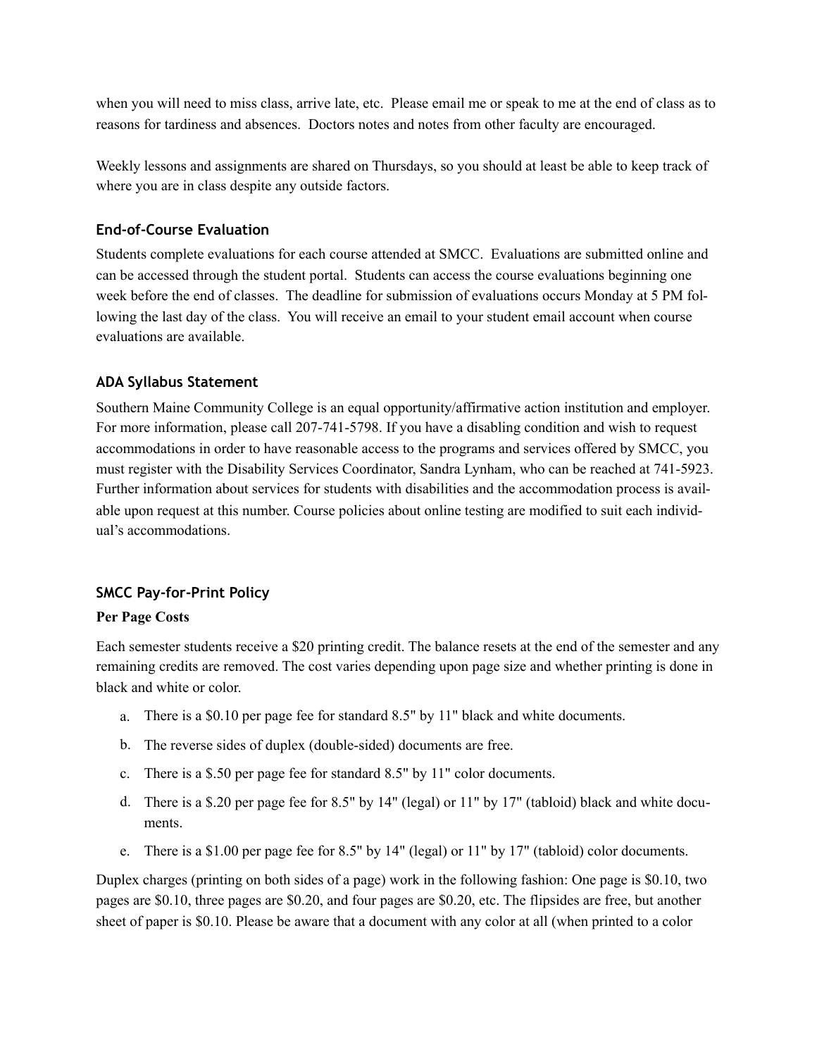when you will need to miss class, arrive late, etc. Please email me or speak to me at the end of class as to reasons for tardiness and absences. Doctors notes and notes from other faculty are encouraged.

Weekly lessons and assignments are shared on Thursdays, so you should at least be able to keep track of where you are in class despite any outside factors.

### End-of-Course Evaluation

Students complete evaluations for each course attended at SMCC. Evaluations are submitted online and can be accessed through the student portal. Students can access the course evaluations beginning one week before the end of classes. The deadline for submission of evaluations occurs Monday at 5 PM following the last day of the class. You will receive an email to your student email account when course evaluations are available.

### ADA Syllabus Statement

Southern Maine Community College is an equal opportunity/affirmative action institution and employer. For more information, please call 207-741-5798. If you have a disabling condition and wish to request accommodations in order to have reasonable access to the programs and services offered by SMCC, you must register with the Disability Services Coordinator, Sandra Lynham, who can be reached at 741-5923. Further information about services for students with disabilities and the accommodation process is available upon request at this number. Course policies about online testing are modified to suit each individual's accommodations.

### SMCC Pay-for-Print Policy

**Per Page Costs**

Each semester students receive a $20 printing credit. The balance resets at the end of the semester and any remaining credits are removed. The cost varies depending upon page size and whether printing is done in black and white or color.

a. There is a $0.10 per page fee for standard 8.5" by 11" black and white documents.

b. The reverse sides of duplex (double-sided) documents are free.

c. There is a $.50 per page fee for standard 8.5" by 11" color documents.

d. There is a $.20 per page fee for 8.5" by 14" (legal) or 11" by 17" (tabloid) black and white documents.

e. There is a $1.00 per page fee for 8.5" by 14" (legal) or 11" by 17" (tabloid) color documents.

Duplex charges (printing on both sides of a page) work in the following fashion: One page is $0.10, two pages are $0.10, three pages are $0.20, and four pages are $0.20, etc. The flipsides are free, but another sheet of paper is $0.10. Please be aware that a document with any color at all (when printed to a color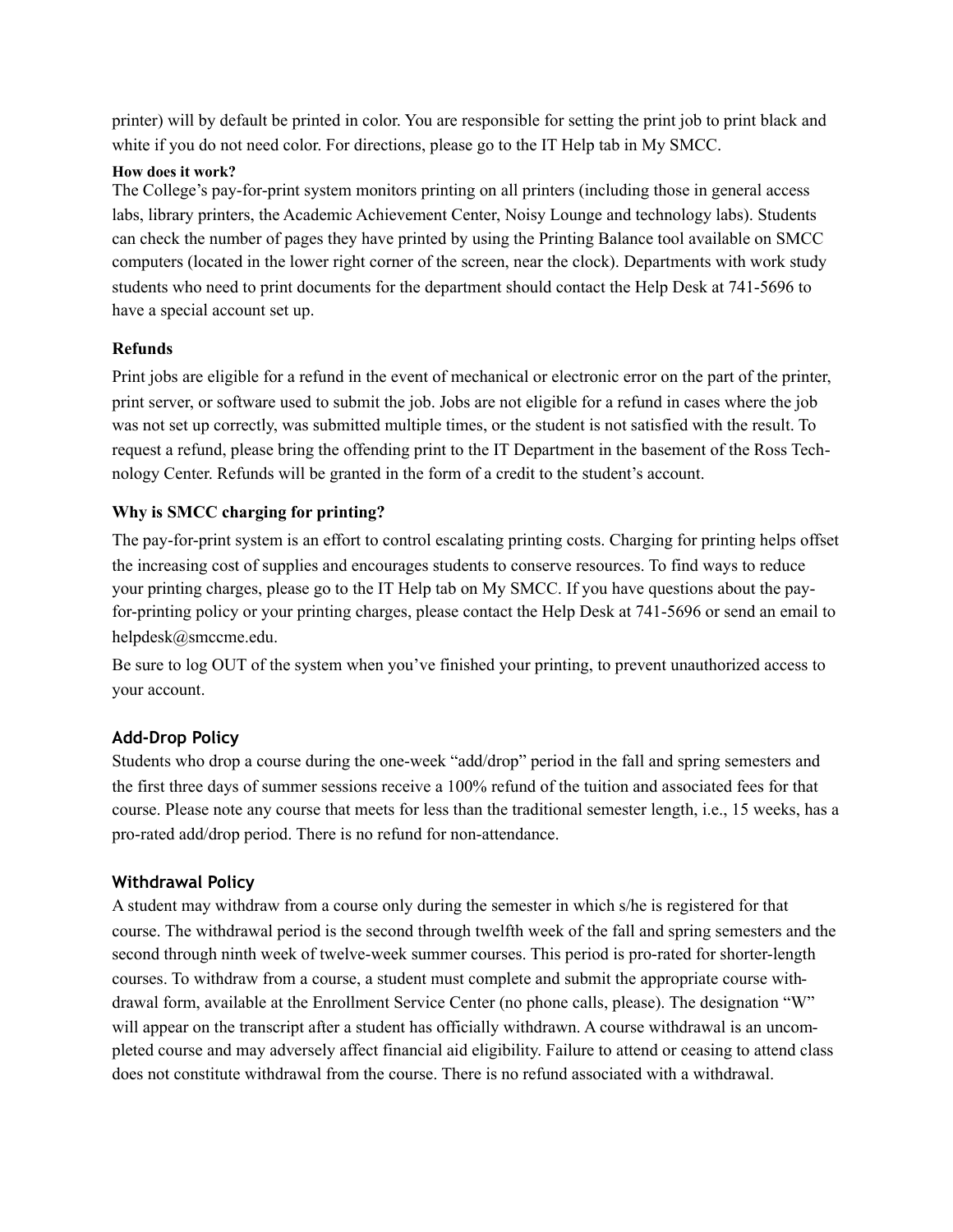printer) will by default be printed in color. You are responsible for setting the print job to print black and white if you do not need color. For directions, please go to the IT Help tab in My SMCC.

#### How does it work?

The College's pay-for-print system monitors printing on all printers (including those in general access labs, library printers, the Academic Achievement Center, Noisy Lounge and technology labs). Students can check the number of pages they have printed by using the Printing Balance tool available on SMCC computers (located in the lower right corner of the screen, near the clock). Departments with work study students who need to print documents for the department should contact the Help Desk at 741-5696 to have a special account set up.

### Refunds

Print jobs are eligible for a refund in the event of mechanical or electronic error on the part of the printer, print server, or software used to submit the job. Jobs are not eligible for a refund in cases where the job was not set up correctly, was submitted multiple times, or the student is not satisfied with the result. To request a refund, please bring the offending print to the IT Department in the basement of the Ross Technology Center. Refunds will be granted in the form of a credit to the student's account.

### Why is SMCC charging for printing?

The pay-for-print system is an effort to control escalating printing costs. Charging for printing helps offset the increasing cost of supplies and encourages students to conserve resources. To find ways to reduce your printing charges, please go to the IT Help tab on My SMCC. If you have questions about the pay-for-printing policy or your printing charges, please contact the Help Desk at 741-5696 or send an email to helpdesk@smccme.edu.

Be sure to log OUT of the system when you've finished your printing, to prevent unauthorized access to your account.

### Add-Drop Policy

Students who drop a course during the one-week "add/drop" period in the fall and spring semesters and the first three days of summer sessions receive a 100% refund of the tuition and associated fees for that course. Please note any course that meets for less than the traditional semester length, i.e., 15 weeks, has a pro-rated add/drop period. There is no refund for non-attendance.

### Withdrawal Policy

A student may withdraw from a course only during the semester in which s/he is registered for that course. The withdrawal period is the second through twelfth week of the fall and spring semesters and the second through ninth week of twelve-week summer courses. This period is pro-rated for shorter-length courses. To withdraw from a course, a student must complete and submit the appropriate course withdrawal form, available at the Enrollment Service Center (no phone calls, please). The designation "W" will appear on the transcript after a student has officially withdrawn. A course withdrawal is an uncompleted course and may adversely affect financial aid eligibility. Failure to attend or ceasing to attend class does not constitute withdrawal from the course. There is no refund associated with a withdrawal.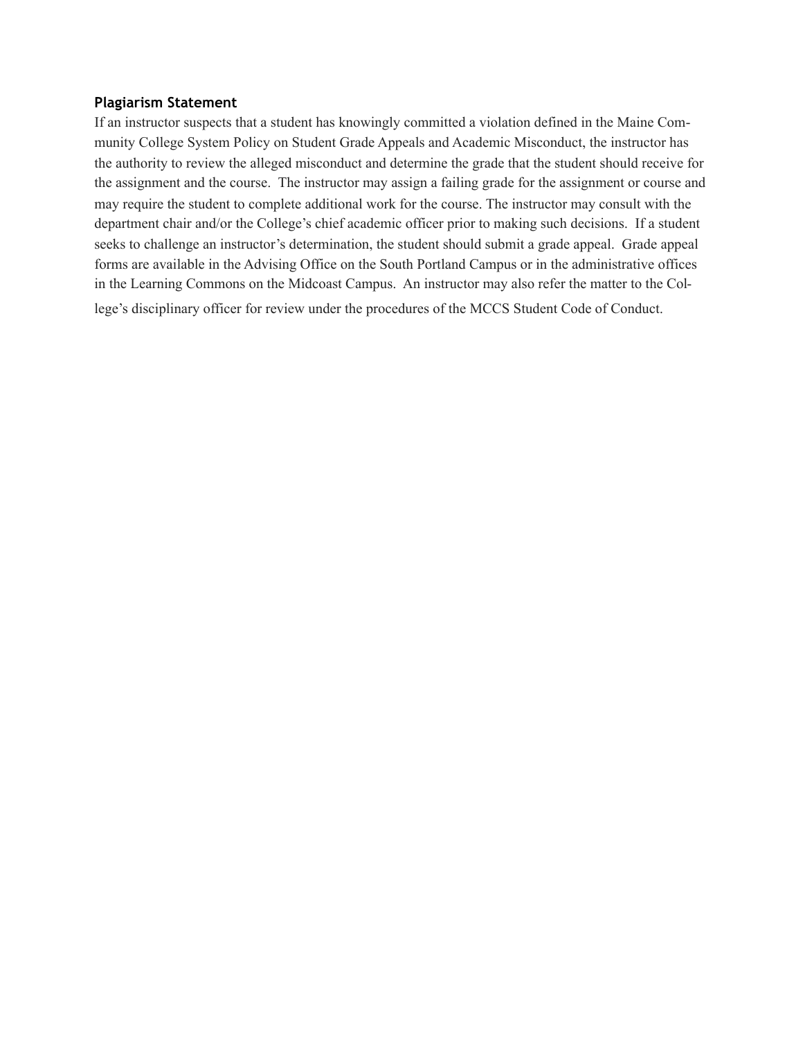**Plagiarism Statement**

If an instructor suspects that a student has knowingly committed a violation defined in the Maine Community College System Policy on Student Grade Appeals and Academic Misconduct, the instructor has the authority to review the alleged misconduct and determine the grade that the student should receive for the assignment and the course. The instructor may assign a failing grade for the assignment or course and may require the student to complete additional work for the course. The instructor may consult with the department chair and/or the College's chief academic officer prior to making such decisions. If a student seeks to challenge an instructor's determination, the student should submit a grade appeal. Grade appeal forms are available in the Advising Office on the South Portland Campus or in the administrative offices in the Learning Commons on the Midcoast Campus. An instructor may also refer the matter to the College's disciplinary officer for review under the procedures of the MCCS Student Code of Conduct.